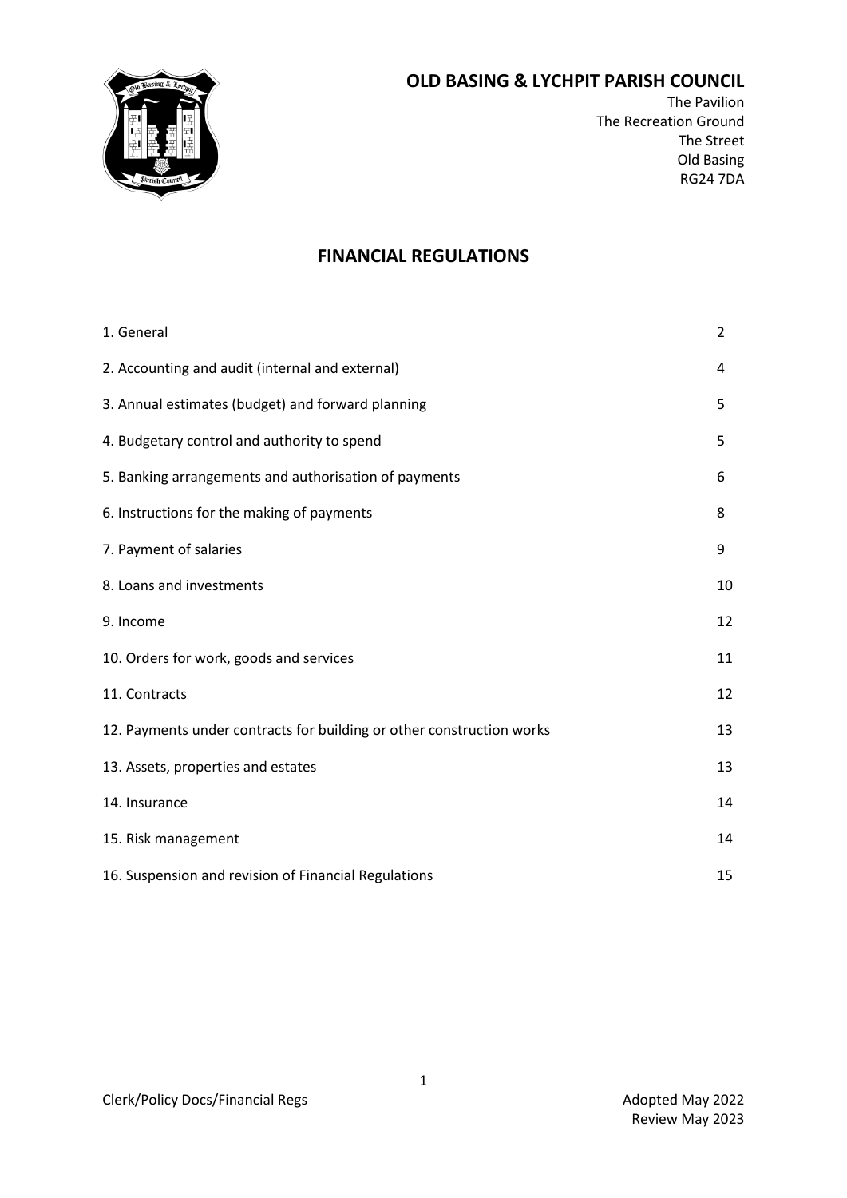# OLD BASING & LYCHPIT PARISH COUNCIL

The Pavilion
The Recreation Ground
The Street
Old Basing
RG24 7DA

## FINANCIAL REGULATIONS

| | |
|---|---|
| 1. General | 2 |
| 2. Accounting and audit (internal and external) | 4 |
| 3. Annual estimates (budget) and forward planning | 5 |
| 4. Budgetary control and authority to spend | 5 |
| 5. Banking arrangements and authorisation of payments | 6 |
| 6. Instructions for the making of payments | 8 |
| 7. Payment of salaries | 9 |
| 8. Loans and investments | 10 |
| 9. Income | 12 |
| 10. Orders for work, goods and services | 11 |
| 11. Contracts | 12 |
| 12. Payments under contracts for building or other construction works | 13 |
| 13. Assets, properties and estates | 13 |
| 14. Insurance | 14 |
| 15. Risk management | 14 |
| 16. Suspension and revision of Financial Regulations | 15 |

Clerk/Policy Docs/Financial Regs

Adopted May 2022
Review May 2023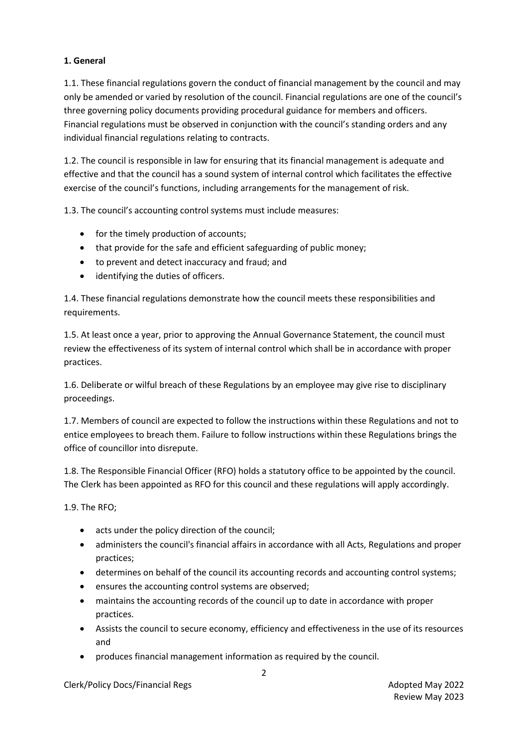**1. General**

1.1. These financial regulations govern the conduct of financial management by the council and may only be amended or varied by resolution of the council. Financial regulations are one of the council's three governing policy documents providing procedural guidance for members and officers. Financial regulations must be observed in conjunction with the council's standing orders and any individual financial regulations relating to contracts.

1.2. The council is responsible in law for ensuring that its financial management is adequate and effective and that the council has a sound system of internal control which facilitates the effective exercise of the council's functions, including arrangements for the management of risk.

1.3. The council's accounting control systems must include measures:

- for the timely production of accounts;
- that provide for the safe and efficient safeguarding of public money;
- to prevent and detect inaccuracy and fraud; and
- identifying the duties of officers.

1.4. These financial regulations demonstrate how the council meets these responsibilities and requirements.

1.5. At least once a year, prior to approving the Annual Governance Statement, the council must review the effectiveness of its system of internal control which shall be in accordance with proper practices.

1.6. Deliberate or wilful breach of these Regulations by an employee may give rise to disciplinary proceedings.

1.7. Members of council are expected to follow the instructions within these Regulations and not to entice employees to breach them. Failure to follow instructions within these Regulations brings the office of councillor into disrepute.

1.8. The Responsible Financial Officer (RFO) holds a statutory office to be appointed by the council. The Clerk has been appointed as RFO for this council and these regulations will apply accordingly.

1.9. The RFO;

- acts under the policy direction of the council;
- administers the council's financial affairs in accordance with all Acts, Regulations and proper practices;
- determines on behalf of the council its accounting records and accounting control systems;
- ensures the accounting control systems are observed;
- maintains the accounting records of the council up to date in accordance with proper practices.
- Assists the council to secure economy, efficiency and effectiveness in the use of its resources and
- produces financial management information as required by the council.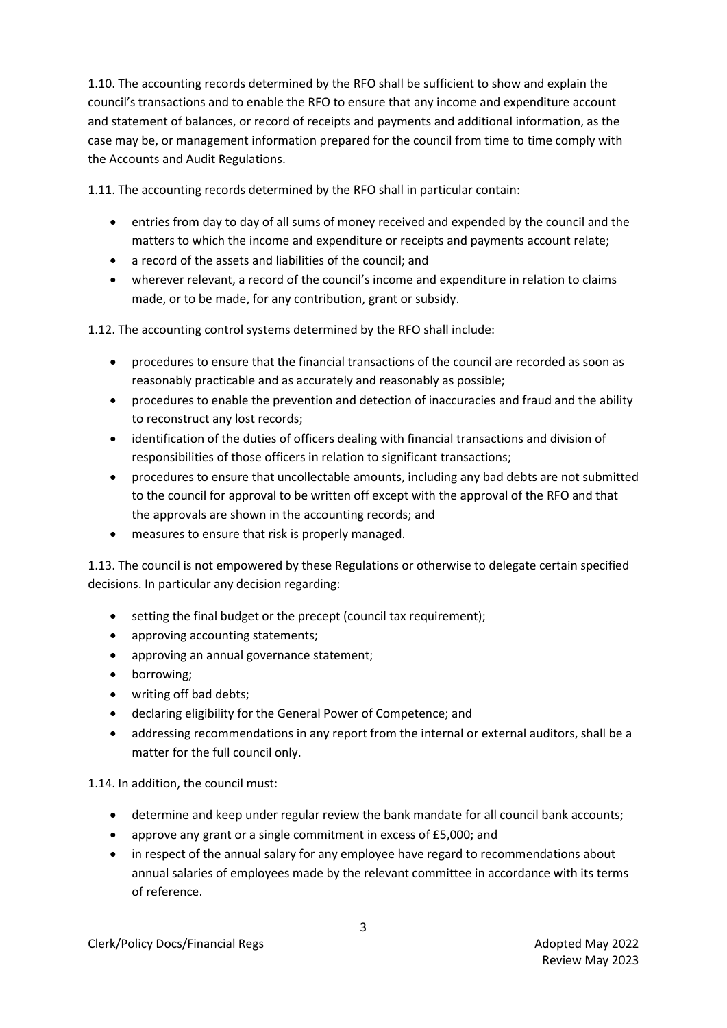1.10. The accounting records determined by the RFO shall be sufficient to show and explain the council's transactions and to enable the RFO to ensure that any income and expenditure account and statement of balances, or record of receipts and payments and additional information, as the case may be, or management information prepared for the council from time to time comply with the Accounts and Audit Regulations.

1.11. The accounting records determined by the RFO shall in particular contain:

- entries from day to day of all sums of money received and expended by the council and the matters to which the income and expenditure or receipts and payments account relate;
- a record of the assets and liabilities of the council; and
- wherever relevant, a record of the council's income and expenditure in relation to claims made, or to be made, for any contribution, grant or subsidy.

1.12. The accounting control systems determined by the RFO shall include:

- procedures to ensure that the financial transactions of the council are recorded as soon as reasonably practicable and as accurately and reasonably as possible;
- procedures to enable the prevention and detection of inaccuracies and fraud and the ability to reconstruct any lost records;
- identification of the duties of officers dealing with financial transactions and division of responsibilities of those officers in relation to significant transactions;
- procedures to ensure that uncollectable amounts, including any bad debts are not submitted to the council for approval to be written off except with the approval of the RFO and that the approvals are shown in the accounting records; and
- measures to ensure that risk is properly managed.

1.13. The council is not empowered by these Regulations or otherwise to delegate certain specified decisions. In particular any decision regarding:

- setting the final budget or the precept (council tax requirement);
- approving accounting statements;
- approving an annual governance statement;
- borrowing;
- writing off bad debts;
- declaring eligibility for the General Power of Competence; and
- addressing recommendations in any report from the internal or external auditors, shall be a matter for the full council only.

1.14. In addition, the council must:

- determine and keep under regular review the bank mandate for all council bank accounts;
- approve any grant or a single commitment in excess of £5,000; and
- in respect of the annual salary for any employee have regard to recommendations about annual salaries of employees made by the relevant committee in accordance with its terms of reference.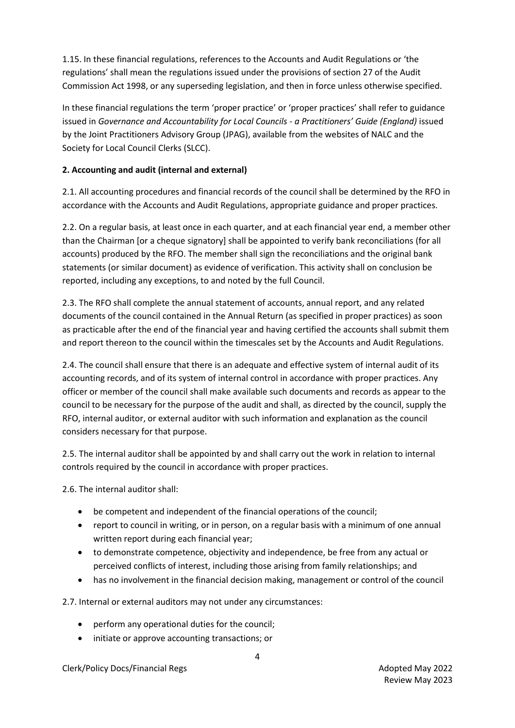1.15. In these financial regulations, references to the Accounts and Audit Regulations or 'the regulations' shall mean the regulations issued under the provisions of section 27 of the Audit Commission Act 1998, or any superseding legislation, and then in force unless otherwise specified.

In these financial regulations the term 'proper practice' or 'proper practices' shall refer to guidance issued in *Governance and Accountability for Local Councils - a Practitioners' Guide (England)* issued by the Joint Practitioners Advisory Group (JPAG), available from the websites of NALC and the Society for Local Council Clerks (SLCC).

**2. Accounting and audit (internal and external)**

2.1. All accounting procedures and financial records of the council shall be determined by the RFO in accordance with the Accounts and Audit Regulations, appropriate guidance and proper practices.

2.2. On a regular basis, at least once in each quarter, and at each financial year end, a member other than the Chairman [or a cheque signatory] shall be appointed to verify bank reconciliations (for all accounts) produced by the RFO. The member shall sign the reconciliations and the original bank statements (or similar document) as evidence of verification. This activity shall on conclusion be reported, including any exceptions, to and noted by the full Council.

2.3. The RFO shall complete the annual statement of accounts, annual report, and any related documents of the council contained in the Annual Return (as specified in proper practices) as soon as practicable after the end of the financial year and having certified the accounts shall submit them and report thereon to the council within the timescales set by the Accounts and Audit Regulations.

2.4. The council shall ensure that there is an adequate and effective system of internal audit of its accounting records, and of its system of internal control in accordance with proper practices. Any officer or member of the council shall make available such documents and records as appear to the council to be necessary for the purpose of the audit and shall, as directed by the council, supply the RFO, internal auditor, or external auditor with such information and explanation as the council considers necessary for that purpose.

2.5. The internal auditor shall be appointed by and shall carry out the work in relation to internal controls required by the council in accordance with proper practices.

2.6. The internal auditor shall:

- be competent and independent of the financial operations of the council;
- report to council in writing, or in person, on a regular basis with a minimum of one annual written report during each financial year;
- to demonstrate competence, objectivity and independence, be free from any actual or perceived conflicts of interest, including those arising from family relationships; and
- has no involvement in the financial decision making, management or control of the council

2.7. Internal or external auditors may not under any circumstances:

- perform any operational duties for the council;
- initiate or approve accounting transactions; or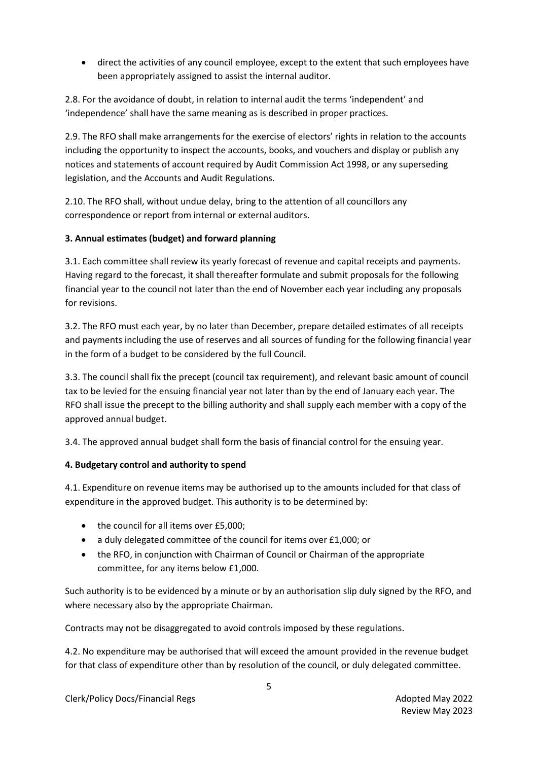- direct the activities of any council employee, except to the extent that such employees have been appropriately assigned to assist the internal auditor.

2.8. For the avoidance of doubt, in relation to internal audit the terms 'independent' and 'independence' shall have the same meaning as is described in proper practices.

2.9. The RFO shall make arrangements for the exercise of electors' rights in relation to the accounts including the opportunity to inspect the accounts, books, and vouchers and display or publish any notices and statements of account required by Audit Commission Act 1998, or any superseding legislation, and the Accounts and Audit Regulations.

2.10. The RFO shall, without undue delay, bring to the attention of all councillors any correspondence or report from internal or external auditors.

**3. Annual estimates (budget) and forward planning**

3.1. Each committee shall review its yearly forecast of revenue and capital receipts and payments. Having regard to the forecast, it shall thereafter formulate and submit proposals for the following financial year to the council not later than the end of November each year including any proposals for revisions.

3.2. The RFO must each year, by no later than December, prepare detailed estimates of all receipts and payments including the use of reserves and all sources of funding for the following financial year in the form of a budget to be considered by the full Council.

3.3. The council shall fix the precept (council tax requirement), and relevant basic amount of council tax to be levied for the ensuing financial year not later than by the end of January each year. The RFO shall issue the precept to the billing authority and shall supply each member with a copy of the approved annual budget.

3.4. The approved annual budget shall form the basis of financial control for the ensuing year.

**4. Budgetary control and authority to spend**

4.1. Expenditure on revenue items may be authorised up to the amounts included for that class of expenditure in the approved budget. This authority is to be determined by:

- the council for all items over £5,000;
- a duly delegated committee of the council for items over £1,000; or
- the RFO, in conjunction with Chairman of Council or Chairman of the appropriate committee, for any items below £1,000.

Such authority is to be evidenced by a minute or by an authorisation slip duly signed by the RFO, and where necessary also by the appropriate Chairman.

Contracts may not be disaggregated to avoid controls imposed by these regulations.

4.2. No expenditure may be authorised that will exceed the amount provided in the revenue budget for that class of expenditure other than by resolution of the council, or duly delegated committee.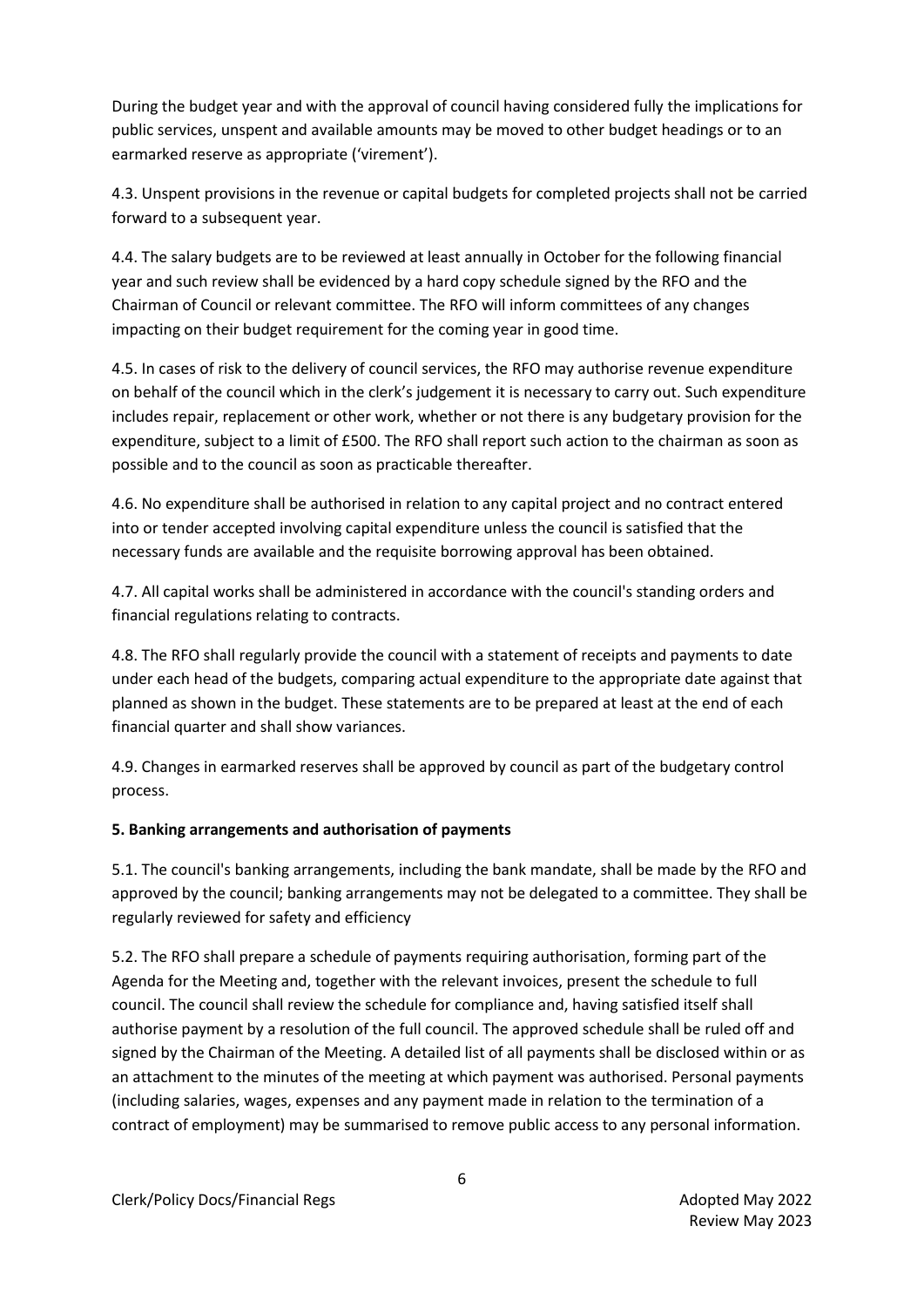During the budget year and with the approval of council having considered fully the implications for public services, unspent and available amounts may be moved to other budget headings or to an earmarked reserve as appropriate ('virement').

4.3. Unspent provisions in the revenue or capital budgets for completed projects shall not be carried forward to a subsequent year.

4.4. The salary budgets are to be reviewed at least annually in October for the following financial year and such review shall be evidenced by a hard copy schedule signed by the RFO and the Chairman of Council or relevant committee. The RFO will inform committees of any changes impacting on their budget requirement for the coming year in good time.

4.5. In cases of risk to the delivery of council services, the RFO may authorise revenue expenditure on behalf of the council which in the clerk's judgement it is necessary to carry out. Such expenditure includes repair, replacement or other work, whether or not there is any budgetary provision for the expenditure, subject to a limit of £500. The RFO shall report such action to the chairman as soon as possible and to the council as soon as practicable thereafter.

4.6. No expenditure shall be authorised in relation to any capital project and no contract entered into or tender accepted involving capital expenditure unless the council is satisfied that the necessary funds are available and the requisite borrowing approval has been obtained.

4.7. All capital works shall be administered in accordance with the council's standing orders and financial regulations relating to contracts.

4.8. The RFO shall regularly provide the council with a statement of receipts and payments to date under each head of the budgets, comparing actual expenditure to the appropriate date against that planned as shown in the budget. These statements are to be prepared at least at the end of each financial quarter and shall show variances.

4.9. Changes in earmarked reserves shall be approved by council as part of the budgetary control process.

**5. Banking arrangements and authorisation of payments**

5.1. The council's banking arrangements, including the bank mandate, shall be made by the RFO and approved by the council; banking arrangements may not be delegated to a committee. They shall be regularly reviewed for safety and efficiency

5.2. The RFO shall prepare a schedule of payments requiring authorisation, forming part of the Agenda for the Meeting and, together with the relevant invoices, present the schedule to full council. The council shall review the schedule for compliance and, having satisfied itself shall authorise payment by a resolution of the full council. The approved schedule shall be ruled off and signed by the Chairman of the Meeting. A detailed list of all payments shall be disclosed within or as an attachment to the minutes of the meeting at which payment was authorised. Personal payments (including salaries, wages, expenses and any payment made in relation to the termination of a contract of employment) may be summarised to remove public access to any personal information.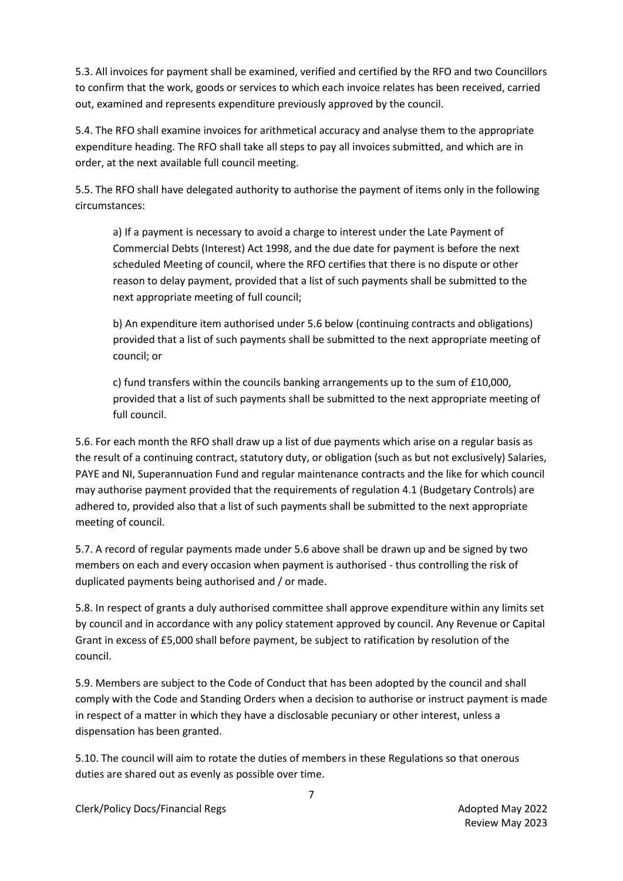5.3. All invoices for payment shall be examined, verified and certified by the RFO and two Councillors to confirm that the work, goods or services to which each invoice relates has been received, carried out, examined and represents expenditure previously approved by the council.

5.4. The RFO shall examine invoices for arithmetical accuracy and analyse them to the appropriate expenditure heading. The RFO shall take all steps to pay all invoices submitted, and which are in order, at the next available full council meeting.

5.5. The RFO shall have delegated authority to authorise the payment of items only in the following circumstances:

a) If a payment is necessary to avoid a charge to interest under the Late Payment of Commercial Debts (Interest) Act 1998, and the due date for payment is before the next scheduled Meeting of council, where the RFO certifies that there is no dispute or other reason to delay payment, provided that a list of such payments shall be submitted to the next appropriate meeting of full council;

b) An expenditure item authorised under 5.6 below (continuing contracts and obligations) provided that a list of such payments shall be submitted to the next appropriate meeting of council; or

c) fund transfers within the councils banking arrangements up to the sum of £10,000, provided that a list of such payments shall be submitted to the next appropriate meeting of full council.

5.6. For each month the RFO shall draw up a list of due payments which arise on a regular basis as the result of a continuing contract, statutory duty, or obligation (such as but not exclusively) Salaries, PAYE and NI, Superannuation Fund and regular maintenance contracts and the like for which council may authorise payment provided that the requirements of regulation 4.1 (Budgetary Controls) are adhered to, provided also that a list of such payments shall be submitted to the next appropriate meeting of council.

5.7. A record of regular payments made under 5.6 above shall be drawn up and be signed by two members on each and every occasion when payment is authorised - thus controlling the risk of duplicated payments being authorised and / or made.

5.8. In respect of grants a duly authorised committee shall approve expenditure within any limits set by council and in accordance with any policy statement approved by council. Any Revenue or Capital Grant in excess of £5,000 shall before payment, be subject to ratification by resolution of the council.

5.9. Members are subject to the Code of Conduct that has been adopted by the council and shall comply with the Code and Standing Orders when a decision to authorise or instruct payment is made in respect of a matter in which they have a disclosable pecuniary or other interest, unless a dispensation has been granted.

5.10. The council will aim to rotate the duties of members in these Regulations so that onerous duties are shared out as evenly as possible over time.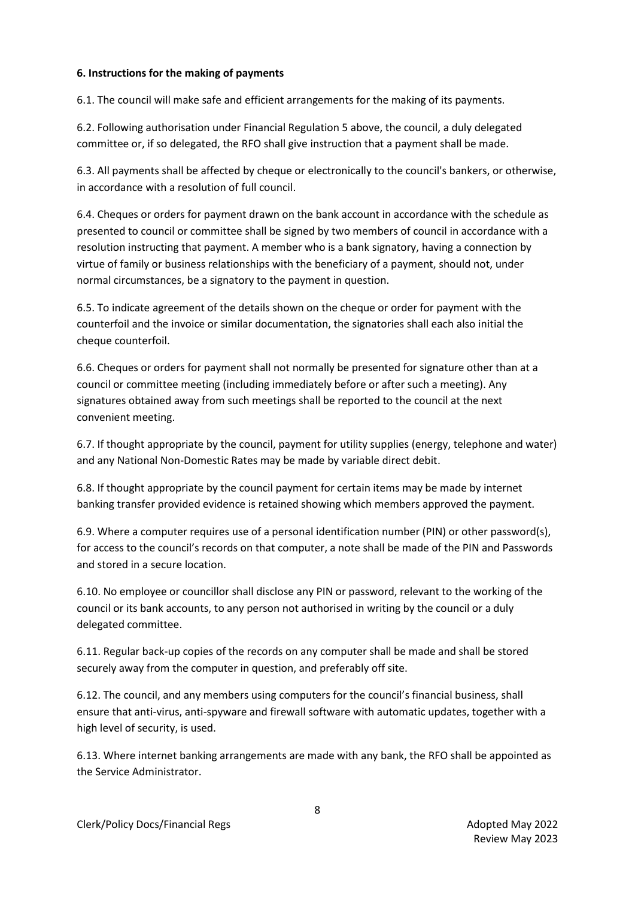**6. Instructions for the making of payments**

6.1. The council will make safe and efficient arrangements for the making of its payments.

6.2. Following authorisation under Financial Regulation 5 above, the council, a duly delegated committee or, if so delegated, the RFO shall give instruction that a payment shall be made.

6.3. All payments shall be affected by cheque or electronically to the council's bankers, or otherwise, in accordance with a resolution of full council.

6.4. Cheques or orders for payment drawn on the bank account in accordance with the schedule as presented to council or committee shall be signed by two members of council in accordance with a resolution instructing that payment. A member who is a bank signatory, having a connection by virtue of family or business relationships with the beneficiary of a payment, should not, under normal circumstances, be a signatory to the payment in question.

6.5. To indicate agreement of the details shown on the cheque or order for payment with the counterfoil and the invoice or similar documentation, the signatories shall each also initial the cheque counterfoil.

6.6. Cheques or orders for payment shall not normally be presented for signature other than at a council or committee meeting (including immediately before or after such a meeting). Any signatures obtained away from such meetings shall be reported to the council at the next convenient meeting.

6.7. If thought appropriate by the council, payment for utility supplies (energy, telephone and water) and any National Non-Domestic Rates may be made by variable direct debit.

6.8. If thought appropriate by the council payment for certain items may be made by internet banking transfer provided evidence is retained showing which members approved the payment.

6.9. Where a computer requires use of a personal identification number (PIN) or other password(s), for access to the council's records on that computer, a note shall be made of the PIN and Passwords and stored in a secure location.

6.10. No employee or councillor shall disclose any PIN or password, relevant to the working of the council or its bank accounts, to any person not authorised in writing by the council or a duly delegated committee.

6.11. Regular back-up copies of the records on any computer shall be made and shall be stored securely away from the computer in question, and preferably off site.

6.12. The council, and any members using computers for the council's financial business, shall ensure that anti-virus, anti-spyware and firewall software with automatic updates, together with a high level of security, is used.

6.13. Where internet banking arrangements are made with any bank, the RFO shall be appointed as the Service Administrator.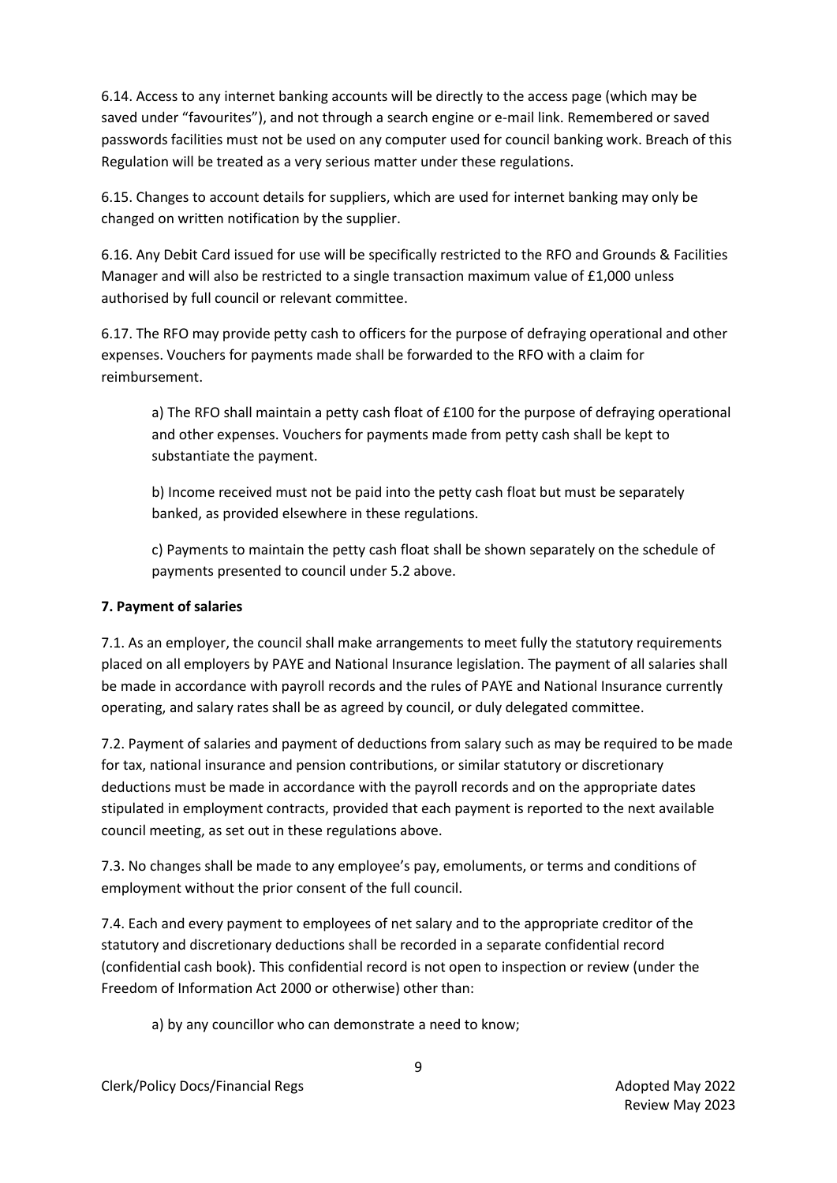6.14. Access to any internet banking accounts will be directly to the access page (which may be saved under "favourites"), and not through a search engine or e-mail link. Remembered or saved passwords facilities must not be used on any computer used for council banking work. Breach of this Regulation will be treated as a very serious matter under these regulations.

6.15. Changes to account details for suppliers, which are used for internet banking may only be changed on written notification by the supplier.

6.16. Any Debit Card issued for use will be specifically restricted to the RFO and Grounds & Facilities Manager and will also be restricted to a single transaction maximum value of £1,000 unless authorised by full council or relevant committee.

6.17. The RFO may provide petty cash to officers for the purpose of defraying operational and other expenses. Vouchers for payments made shall be forwarded to the RFO with a claim for reimbursement.

> a) The RFO shall maintain a petty cash float of £100 for the purpose of defraying operational and other expenses. Vouchers for payments made from petty cash shall be kept to substantiate the payment.
>
> b) Income received must not be paid into the petty cash float but must be separately banked, as provided elsewhere in these regulations.
>
> c) Payments to maintain the petty cash float shall be shown separately on the schedule of payments presented to council under 5.2 above.

**7. Payment of salaries**

7.1. As an employer, the council shall make arrangements to meet fully the statutory requirements placed on all employers by PAYE and National Insurance legislation. The payment of all salaries shall be made in accordance with payroll records and the rules of PAYE and National Insurance currently operating, and salary rates shall be as agreed by council, or duly delegated committee.

7.2. Payment of salaries and payment of deductions from salary such as may be required to be made for tax, national insurance and pension contributions, or similar statutory or discretionary deductions must be made in accordance with the payroll records and on the appropriate dates stipulated in employment contracts, provided that each payment is reported to the next available council meeting, as set out in these regulations above.

7.3. No changes shall be made to any employee's pay, emoluments, or terms and conditions of employment without the prior consent of the full council.

7.4. Each and every payment to employees of net salary and to the appropriate creditor of the statutory and discretionary deductions shall be recorded in a separate confidential record (confidential cash book). This confidential record is not open to inspection or review (under the Freedom of Information Act 2000 or otherwise) other than:

> a) by any councillor who can demonstrate a need to know;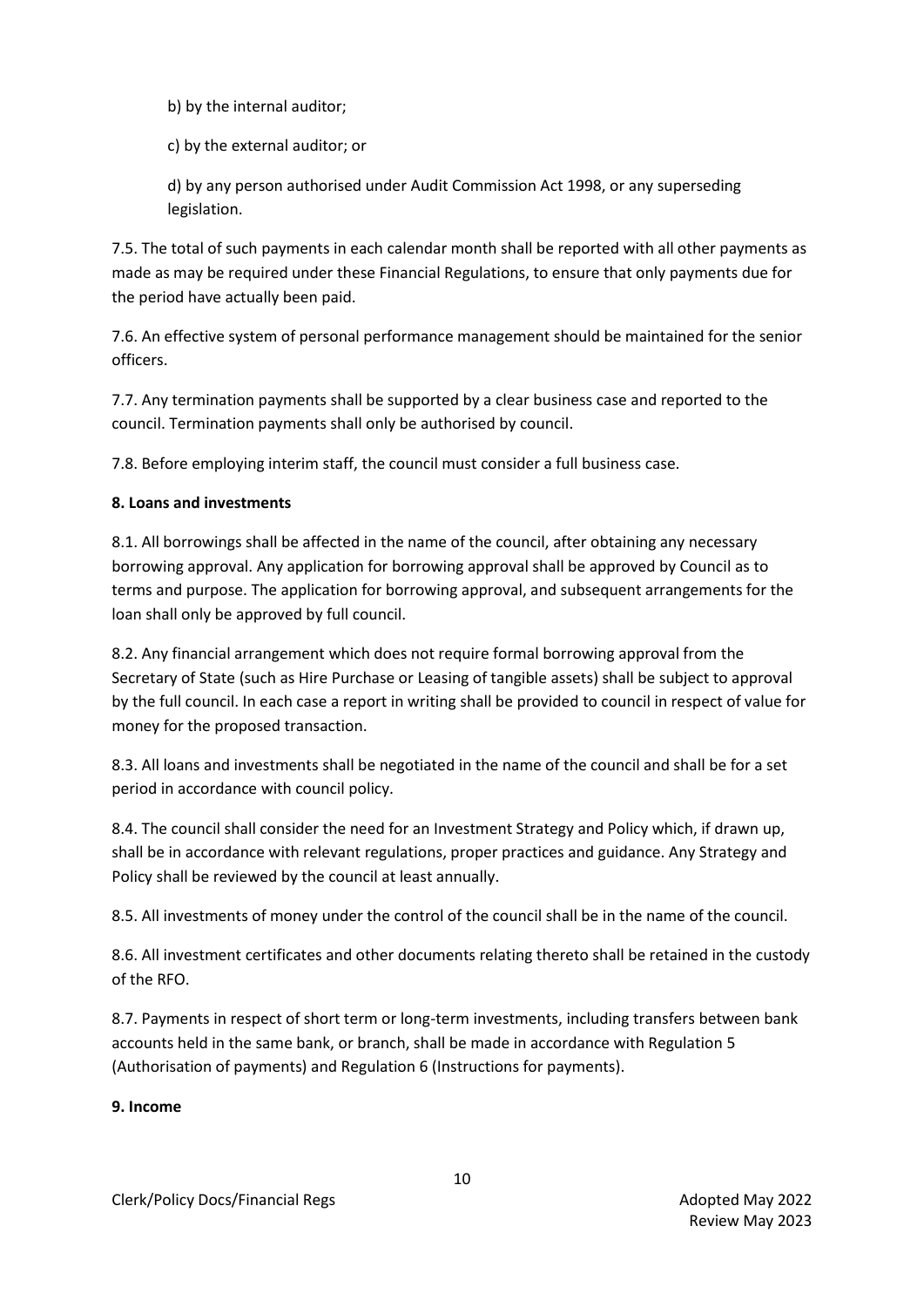b) by the internal auditor;

c) by the external auditor; or

d) by any person authorised under Audit Commission Act 1998, or any superseding legislation.

7.5. The total of such payments in each calendar month shall be reported with all other payments as made as may be required under these Financial Regulations, to ensure that only payments due for the period have actually been paid.

7.6. An effective system of personal performance management should be maintained for the senior officers.

7.7. Any termination payments shall be supported by a clear business case and reported to the council. Termination payments shall only be authorised by council.

7.8. Before employing interim staff, the council must consider a full business case.

**8. Loans and investments**

8.1. All borrowings shall be affected in the name of the council, after obtaining any necessary borrowing approval. Any application for borrowing approval shall be approved by Council as to terms and purpose. The application for borrowing approval, and subsequent arrangements for the loan shall only be approved by full council.

8.2. Any financial arrangement which does not require formal borrowing approval from the Secretary of State (such as Hire Purchase or Leasing of tangible assets) shall be subject to approval by the full council. In each case a report in writing shall be provided to council in respect of value for money for the proposed transaction.

8.3. All loans and investments shall be negotiated in the name of the council and shall be for a set period in accordance with council policy.

8.4. The council shall consider the need for an Investment Strategy and Policy which, if drawn up, shall be in accordance with relevant regulations, proper practices and guidance. Any Strategy and Policy shall be reviewed by the council at least annually.

8.5. All investments of money under the control of the council shall be in the name of the council.

8.6. All investment certificates and other documents relating thereto shall be retained in the custody of the RFO.

8.7. Payments in respect of short term or long-term investments, including transfers between bank accounts held in the same bank, or branch, shall be made in accordance with Regulation 5 (Authorisation of payments) and Regulation 6 (Instructions for payments).

**9. Income**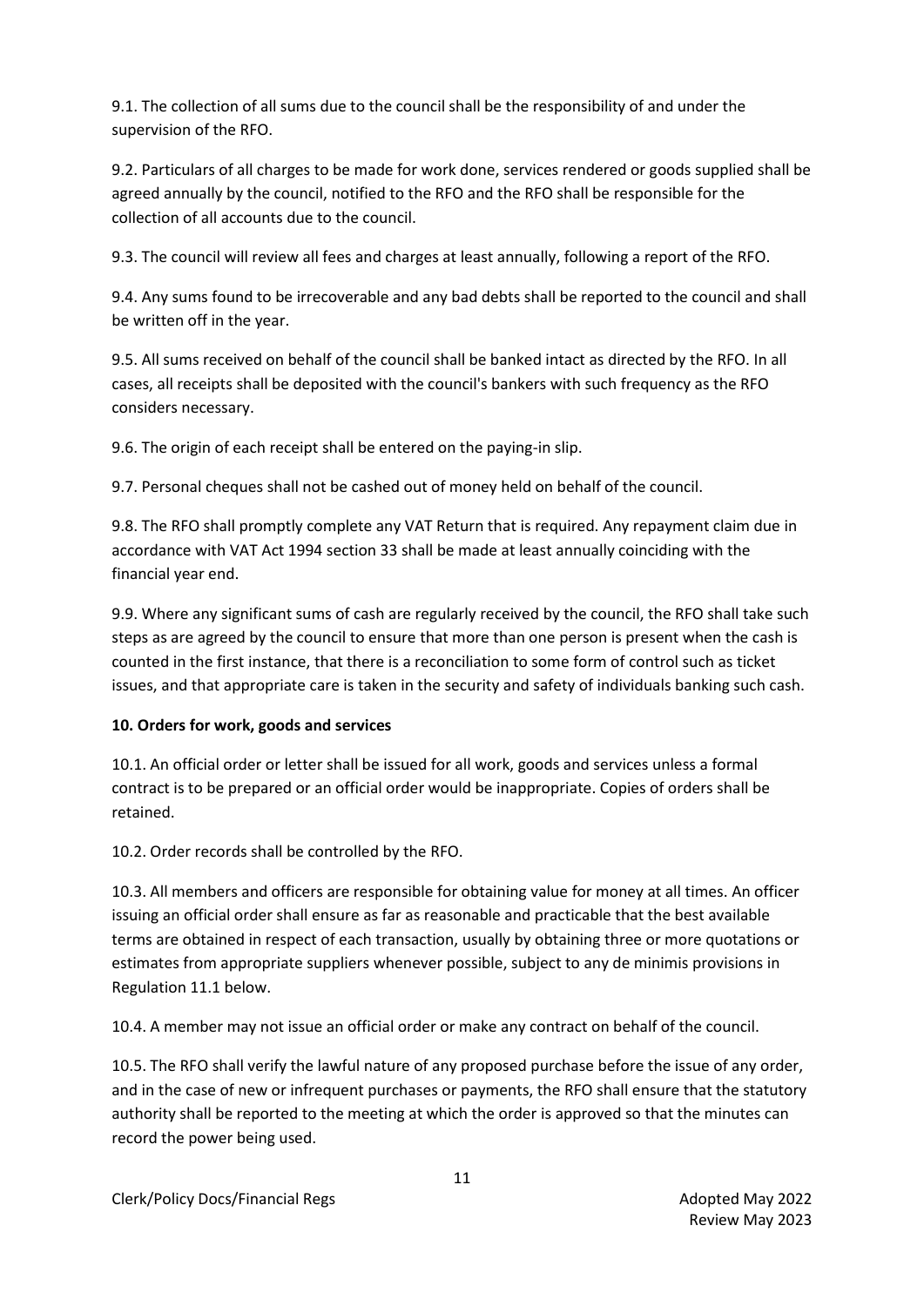9.1. The collection of all sums due to the council shall be the responsibility of and under the supervision of the RFO.

9.2. Particulars of all charges to be made for work done, services rendered or goods supplied shall be agreed annually by the council, notified to the RFO and the RFO shall be responsible for the collection of all accounts due to the council.

9.3. The council will review all fees and charges at least annually, following a report of the RFO.

9.4. Any sums found to be irrecoverable and any bad debts shall be reported to the council and shall be written off in the year.

9.5. All sums received on behalf of the council shall be banked intact as directed by the RFO. In all cases, all receipts shall be deposited with the council's bankers with such frequency as the RFO considers necessary.

9.6. The origin of each receipt shall be entered on the paying-in slip.

9.7. Personal cheques shall not be cashed out of money held on behalf of the council.

9.8. The RFO shall promptly complete any VAT Return that is required. Any repayment claim due in accordance with VAT Act 1994 section 33 shall be made at least annually coinciding with the financial year end.

9.9. Where any significant sums of cash are regularly received by the council, the RFO shall take such steps as are agreed by the council to ensure that more than one person is present when the cash is counted in the first instance, that there is a reconciliation to some form of control such as ticket issues, and that appropriate care is taken in the security and safety of individuals banking such cash.

**10. Orders for work, goods and services**

10.1. An official order or letter shall be issued for all work, goods and services unless a formal contract is to be prepared or an official order would be inappropriate. Copies of orders shall be retained.

10.2. Order records shall be controlled by the RFO.

10.3. All members and officers are responsible for obtaining value for money at all times. An officer issuing an official order shall ensure as far as reasonable and practicable that the best available terms are obtained in respect of each transaction, usually by obtaining three or more quotations or estimates from appropriate suppliers whenever possible, subject to any de minimis provisions in Regulation 11.1 below.

10.4. A member may not issue an official order or make any contract on behalf of the council.

10.5. The RFO shall verify the lawful nature of any proposed purchase before the issue of any order, and in the case of new or infrequent purchases or payments, the RFO shall ensure that the statutory authority shall be reported to the meeting at which the order is approved so that the minutes can record the power being used.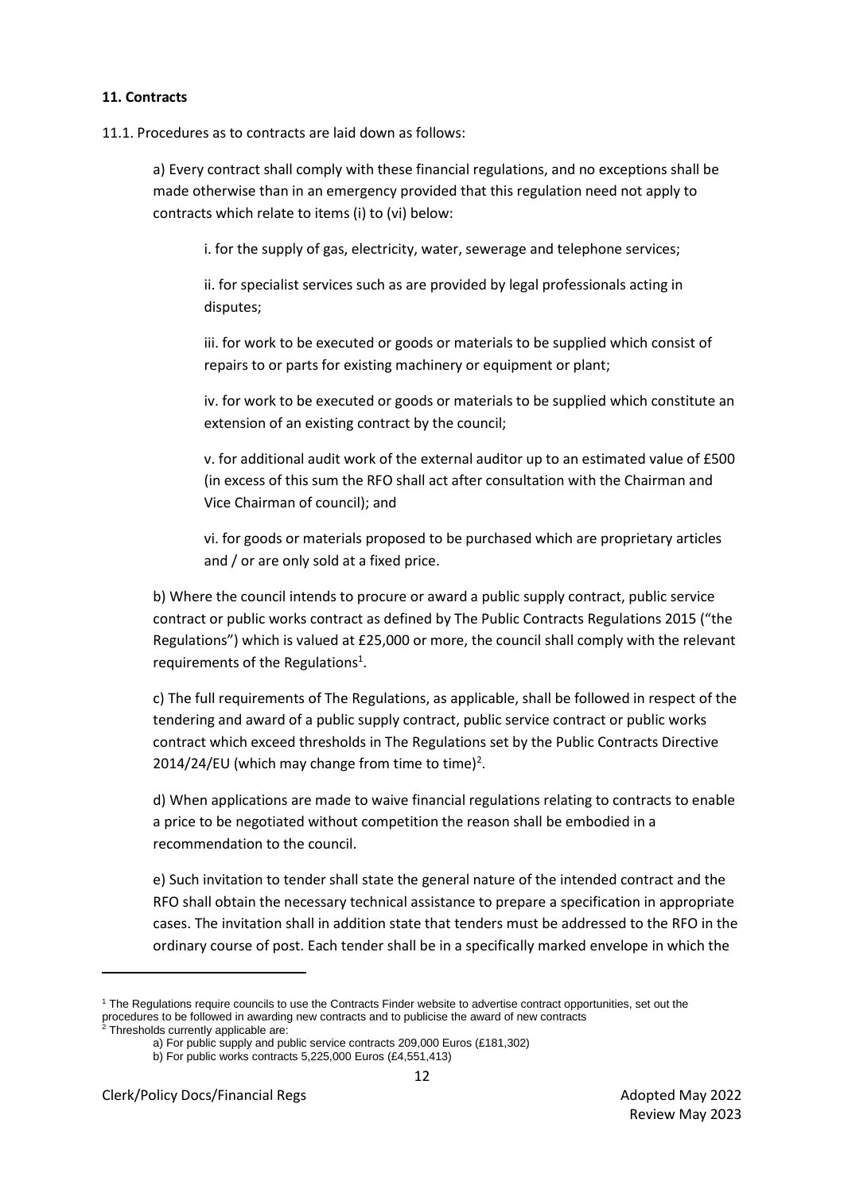**11. Contracts**

11.1. Procedures as to contracts are laid down as follows:

a) Every contract shall comply with these financial regulations, and no exceptions shall be made otherwise than in an emergency provided that this regulation need not apply to contracts which relate to items (i) to (vi) below:

i. for the supply of gas, electricity, water, sewerage and telephone services;

ii. for specialist services such as are provided by legal professionals acting in disputes;

iii. for work to be executed or goods or materials to be supplied which consist of repairs to or parts for existing machinery or equipment or plant;

iv. for work to be executed or goods or materials to be supplied which constitute an extension of an existing contract by the council;

v. for additional audit work of the external auditor up to an estimated value of £500 (in excess of this sum the RFO shall act after consultation with the Chairman and Vice Chairman of council); and

vi. for goods or materials proposed to be purchased which are proprietary articles and / or are only sold at a fixed price.

b) Where the council intends to procure or award a public supply contract, public service contract or public works contract as defined by The Public Contracts Regulations 2015 ("the Regulations") which is valued at £25,000 or more, the council shall comply with the relevant requirements of the Regulations[1].

c) The full requirements of The Regulations, as applicable, shall be followed in respect of the tendering and award of a public supply contract, public service contract or public works contract which exceed thresholds in The Regulations set by the Public Contracts Directive 2014/24/EU (which may change from time to time)[2].

d) When applications are made to waive financial regulations relating to contracts to enable a price to be negotiated without competition the reason shall be embodied in a recommendation to the council.

e) Such invitation to tender shall state the general nature of the intended contract and the RFO shall obtain the necessary technical assistance to prepare a specification in appropriate cases. The invitation shall in addition state that tenders must be addressed to the RFO in the ordinary course of post. Each tender shall be in a specifically marked envelope in which the

---

[1] The Regulations require councils to use the Contracts Finder website to advertise contract opportunities, set out the procedures to be followed in awarding new contracts and to publicise the award of new contracts

[2] Thresholds currently applicable are:

a) For public supply and public service contracts 209,000 Euros (£181,302)

b) For public works contracts 5,225,000 Euros (£4,551,413)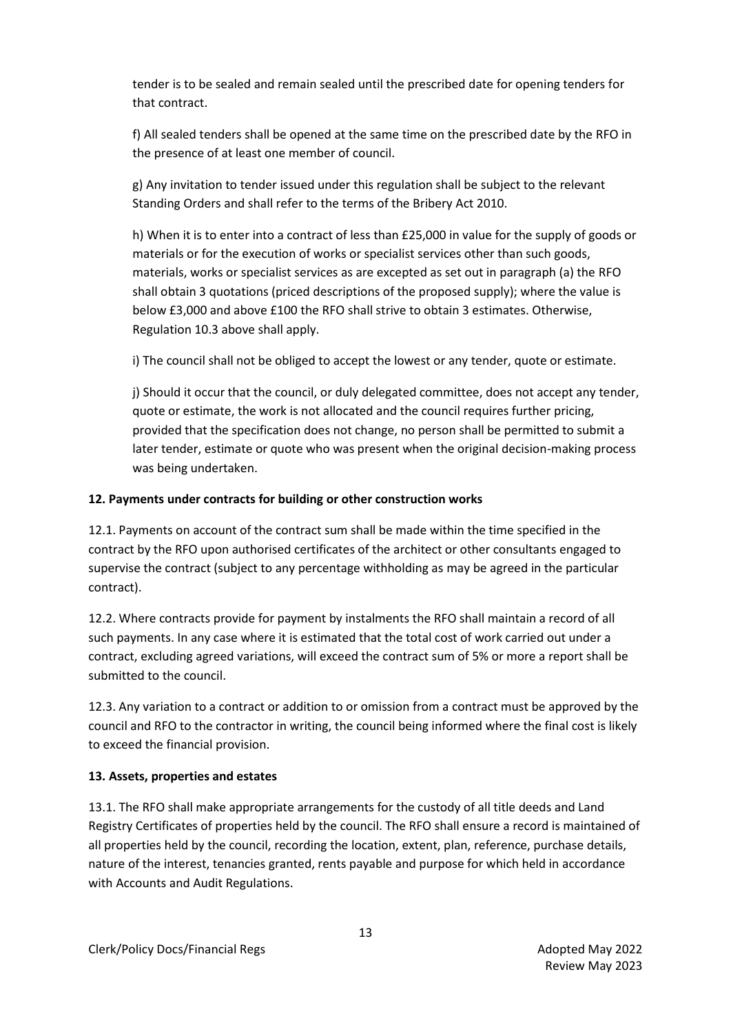tender is to be sealed and remain sealed until the prescribed date for opening tenders for that contract.

f) All sealed tenders shall be opened at the same time on the prescribed date by the RFO in the presence of at least one member of council.

g) Any invitation to tender issued under this regulation shall be subject to the relevant Standing Orders and shall refer to the terms of the Bribery Act 2010.

h) When it is to enter into a contract of less than £25,000 in value for the supply of goods or materials or for the execution of works or specialist services other than such goods, materials, works or specialist services as are excepted as set out in paragraph (a) the RFO shall obtain 3 quotations (priced descriptions of the proposed supply); where the value is below £3,000 and above £100 the RFO shall strive to obtain 3 estimates. Otherwise, Regulation 10.3 above shall apply.

i) The council shall not be obliged to accept the lowest or any tender, quote or estimate.

j) Should it occur that the council, or duly delegated committee, does not accept any tender, quote or estimate, the work is not allocated and the council requires further pricing, provided that the specification does not change, no person shall be permitted to submit a later tender, estimate or quote who was present when the original decision-making process was being undertaken.

**12. Payments under contracts for building or other construction works**

12.1. Payments on account of the contract sum shall be made within the time specified in the contract by the RFO upon authorised certificates of the architect or other consultants engaged to supervise the contract (subject to any percentage withholding as may be agreed in the particular contract).

12.2. Where contracts provide for payment by instalments the RFO shall maintain a record of all such payments. In any case where it is estimated that the total cost of work carried out under a contract, excluding agreed variations, will exceed the contract sum of 5% or more a report shall be submitted to the council.

12.3. Any variation to a contract or addition to or omission from a contract must be approved by the council and RFO to the contractor in writing, the council being informed where the final cost is likely to exceed the financial provision.

**13. Assets, properties and estates**

13.1. The RFO shall make appropriate arrangements for the custody of all title deeds and Land Registry Certificates of properties held by the council. The RFO shall ensure a record is maintained of all properties held by the council, recording the location, extent, plan, reference, purchase details, nature of the interest, tenancies granted, rents payable and purpose for which held in accordance with Accounts and Audit Regulations.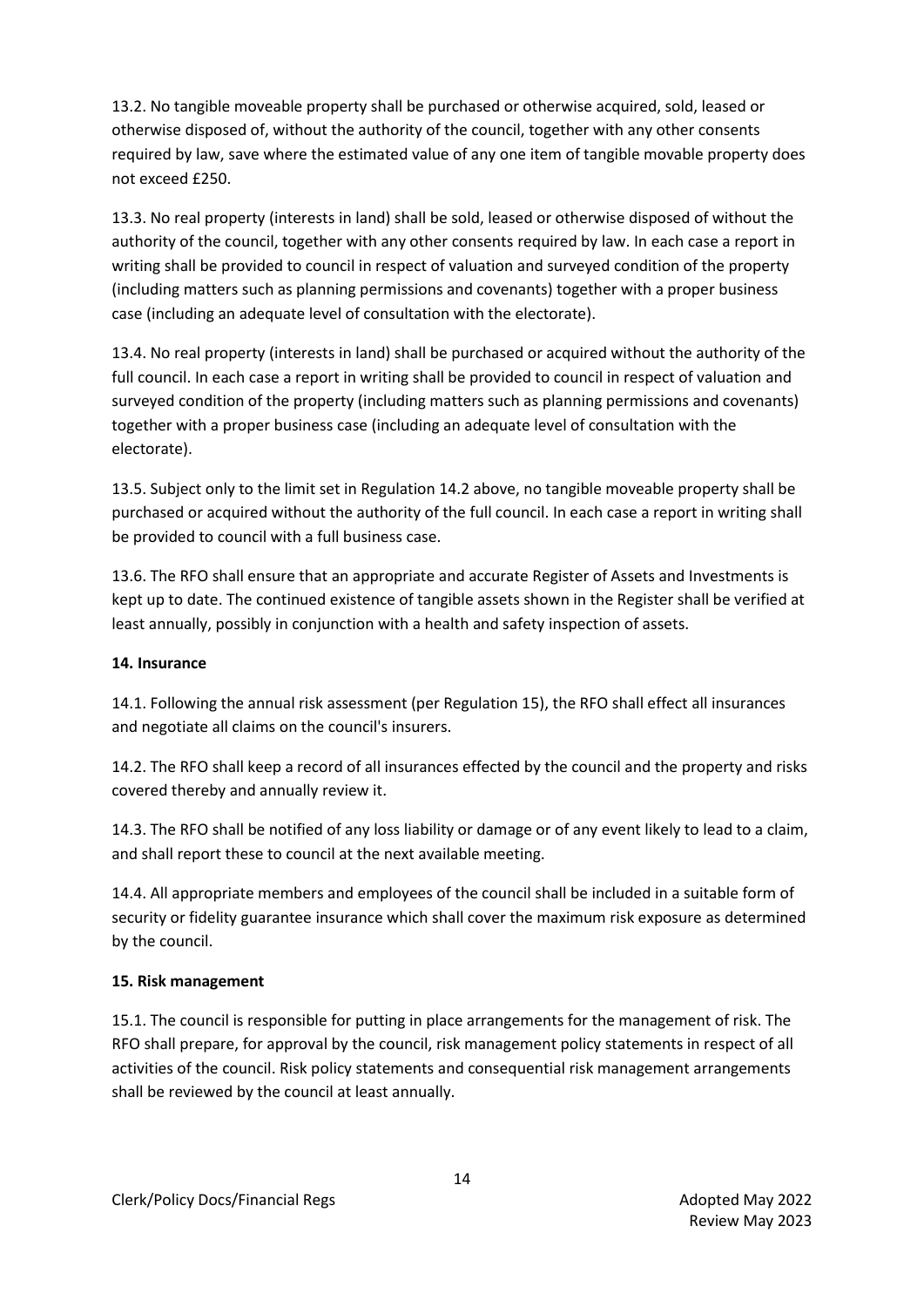13.2. No tangible moveable property shall be purchased or otherwise acquired, sold, leased or otherwise disposed of, without the authority of the council, together with any other consents required by law, save where the estimated value of any one item of tangible movable property does not exceed £250.

13.3. No real property (interests in land) shall be sold, leased or otherwise disposed of without the authority of the council, together with any other consents required by law. In each case a report in writing shall be provided to council in respect of valuation and surveyed condition of the property (including matters such as planning permissions and covenants) together with a proper business case (including an adequate level of consultation with the electorate).

13.4. No real property (interests in land) shall be purchased or acquired without the authority of the full council. In each case a report in writing shall be provided to council in respect of valuation and surveyed condition of the property (including matters such as planning permissions and covenants) together with a proper business case (including an adequate level of consultation with the electorate).

13.5. Subject only to the limit set in Regulation 14.2 above, no tangible moveable property shall be purchased or acquired without the authority of the full council. In each case a report in writing shall be provided to council with a full business case.

13.6. The RFO shall ensure that an appropriate and accurate Register of Assets and Investments is kept up to date. The continued existence of tangible assets shown in the Register shall be verified at least annually, possibly in conjunction with a health and safety inspection of assets.

**14. Insurance**

14.1. Following the annual risk assessment (per Regulation 15), the RFO shall effect all insurances and negotiate all claims on the council's insurers.

14.2. The RFO shall keep a record of all insurances effected by the council and the property and risks covered thereby and annually review it.

14.3. The RFO shall be notified of any loss liability or damage or of any event likely to lead to a claim, and shall report these to council at the next available meeting.

14.4. All appropriate members and employees of the council shall be included in a suitable form of security or fidelity guarantee insurance which shall cover the maximum risk exposure as determined by the council.

**15. Risk management**

15.1. The council is responsible for putting in place arrangements for the management of risk. The RFO shall prepare, for approval by the council, risk management policy statements in respect of all activities of the council. Risk policy statements and consequential risk management arrangements shall be reviewed by the council at least annually.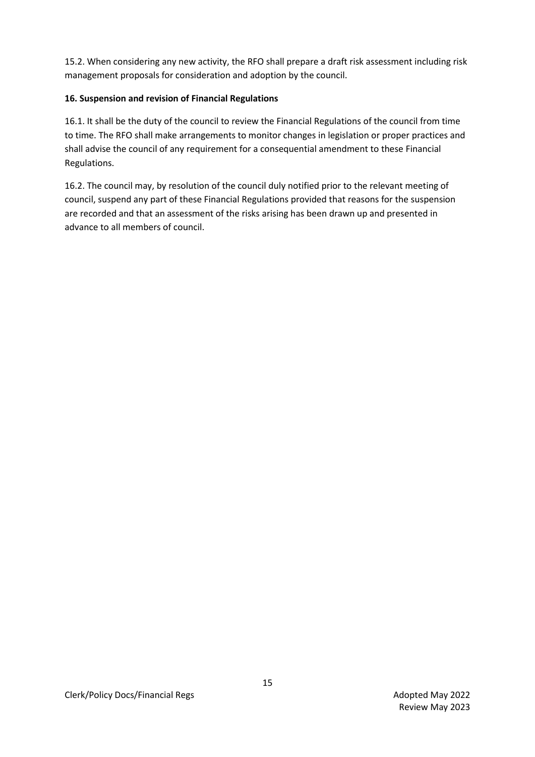15.2. When considering any new activity, the RFO shall prepare a draft risk assessment including risk management proposals for consideration and adoption by the council.

**16. Suspension and revision of Financial Regulations**

16.1. It shall be the duty of the council to review the Financial Regulations of the council from time to time. The RFO shall make arrangements to monitor changes in legislation or proper practices and shall advise the council of any requirement for a consequential amendment to these Financial Regulations.

16.2. The council may, by resolution of the council duly notified prior to the relevant meeting of council, suspend any part of these Financial Regulations provided that reasons for the suspension are recorded and that an assessment of the risks arising has been drawn up and presented in advance to all members of council.